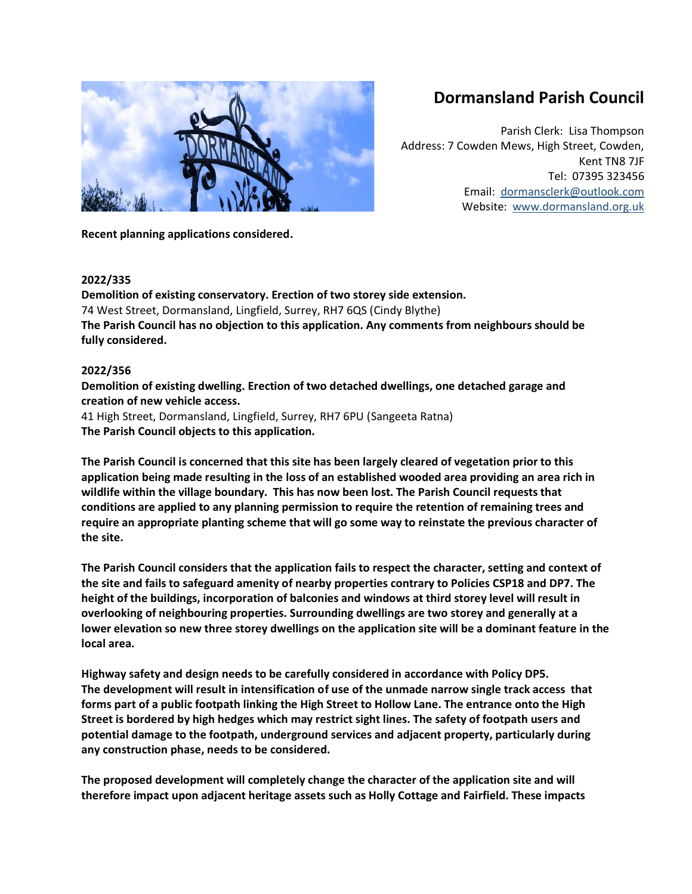# Dormansland Parish Council

Parish Clerk: Lisa Thompson
Address: 7 Cowden Mews, High Street, Cowden, Kent TN8 7JF
Tel: 07395 323456
Email: dormansclerk@outlook.com
Website: www.dormansland.org.uk

**Recent planning applications considered.**

**2022/335**
**Demolition of existing conservatory. Erection of two storey side extension.**
74 West Street, Dormansland, Lingfield, Surrey, RH7 6QS (Cindy Blythe)
**The Parish Council has no objection to this application. Any comments from neighbours should be fully considered.**

**2022/356**
**Demolition of existing dwelling. Erection of two detached dwellings, one detached garage and creation of new vehicle access.**
41 High Street, Dormansland, Lingfield, Surrey, RH7 6PU (Sangeeta Ratna)
**The Parish Council objects to this application.**

**The Parish Council is concerned that this site has been largely cleared of vegetation prior to this application being made resulting in the loss of an established wooded area providing an area rich in wildlife within the village boundary. This has now been lost. The Parish Council requests that conditions are applied to any planning permission to require the retention of remaining trees and require an appropriate planting scheme that will go some way to reinstate the previous character of the site.**

**The Parish Council considers that the application fails to respect the character, setting and context of the site and fails to safeguard amenity of nearby properties contrary to Policies CSP18 and DP7. The height of the buildings, incorporation of balconies and windows at third storey level will result in overlooking of neighbouring properties. Surrounding dwellings are two storey and generally at a lower elevation so new three storey dwellings on the application site will be a dominant feature in the local area.**

**Highway safety and design needs to be carefully considered in accordance with Policy DP5. The development will result in intensification of use of the unmade narrow single track access that forms part of a public footpath linking the High Street to Hollow Lane. The entrance onto the High Street is bordered by high hedges which may restrict sight lines. The safety of footpath users and potential damage to the footpath, underground services and adjacent property, particularly during any construction phase, needs to be considered.**

**The proposed development will completely change the character of the application site and will therefore impact upon adjacent heritage assets such as Holly Cottage and Fairfield. These impacts**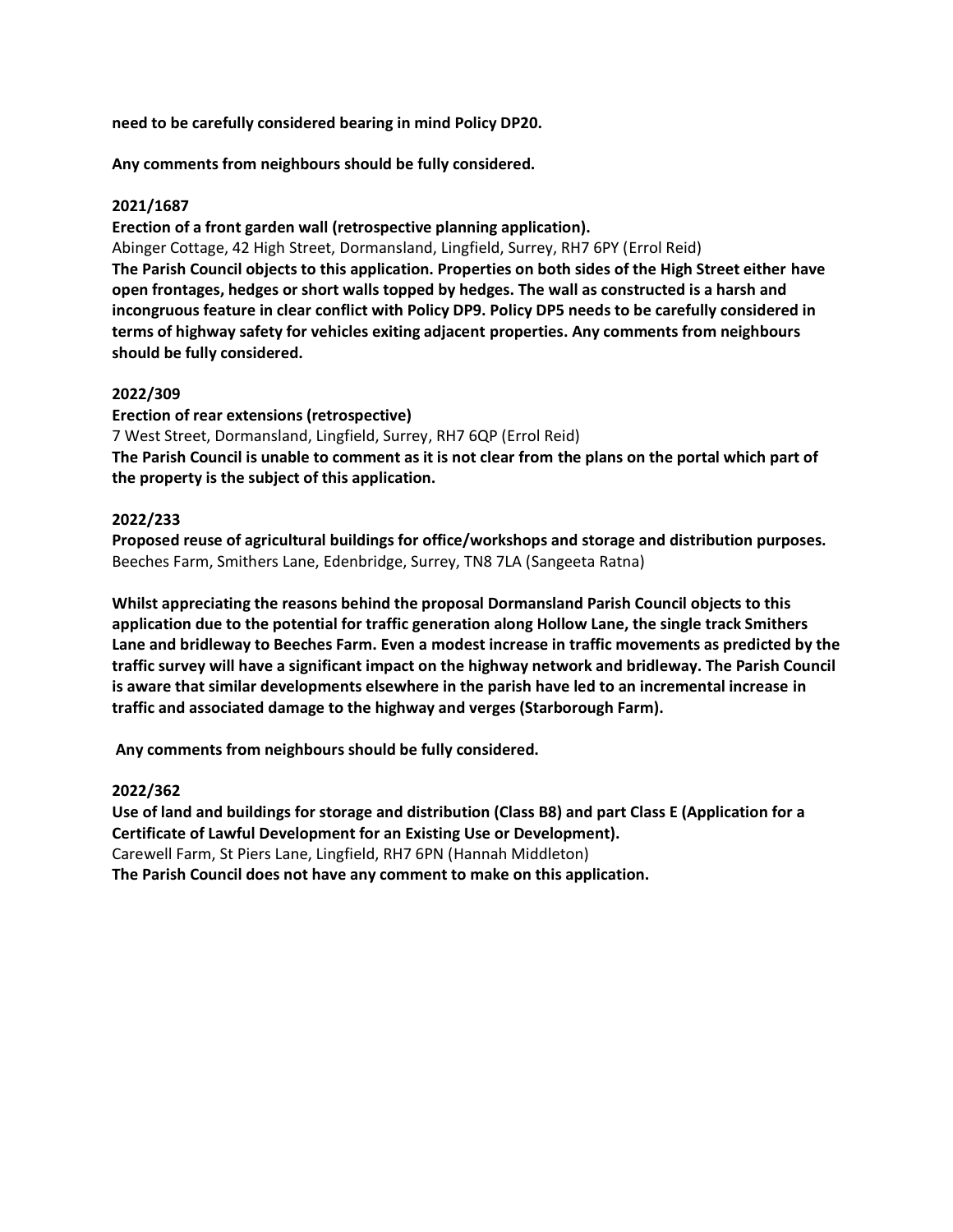**need to be carefully considered bearing in mind Policy DP20.**

**Any comments from neighbours should be fully considered.**

**2021/1687**

**Erection of a front garden wall (retrospective planning application).**

Abinger Cottage, 42 High Street, Dormansland, Lingfield, Surrey, RH7 6PY (Errol Reid)

**The Parish Council objects to this application. Properties on both sides of the High Street either have open frontages, hedges or short walls topped by hedges. The wall as constructed is a harsh and incongruous feature in clear conflict with Policy DP9. Policy DP5 needs to be carefully considered in terms of highway safety for vehicles exiting adjacent properties. Any comments from neighbours should be fully considered.**

**2022/309**

**Erection of rear extensions (retrospective)**

7 West Street, Dormansland, Lingfield, Surrey, RH7 6QP (Errol Reid)

**The Parish Council is unable to comment as it is not clear from the plans on the portal which part of the property is the subject of this application.**

**2022/233**

**Proposed reuse of agricultural buildings for office/workshops and storage and distribution purposes.**

Beeches Farm, Smithers Lane, Edenbridge, Surrey, TN8 7LA (Sangeeta Ratna)

**Whilst appreciating the reasons behind the proposal Dormansland Parish Council objects to this application due to the potential for traffic generation along Hollow Lane, the single track Smithers Lane and bridleway to Beeches Farm. Even a modest increase in traffic movements as predicted by the traffic survey will have a significant impact on the highway network and bridleway. The Parish Council is aware that similar developments elsewhere in the parish have led to an incremental increase in traffic and associated damage to the highway and verges (Starborough Farm).**

**Any comments from neighbours should be fully considered.**

**2022/362**

**Use of land and buildings for storage and distribution (Class B8) and part Class E (Application for a Certificate of Lawful Development for an Existing Use or Development).**

Carewell Farm, St Piers Lane, Lingfield, RH7 6PN (Hannah Middleton)

**The Parish Council does not have any comment to make on this application.**